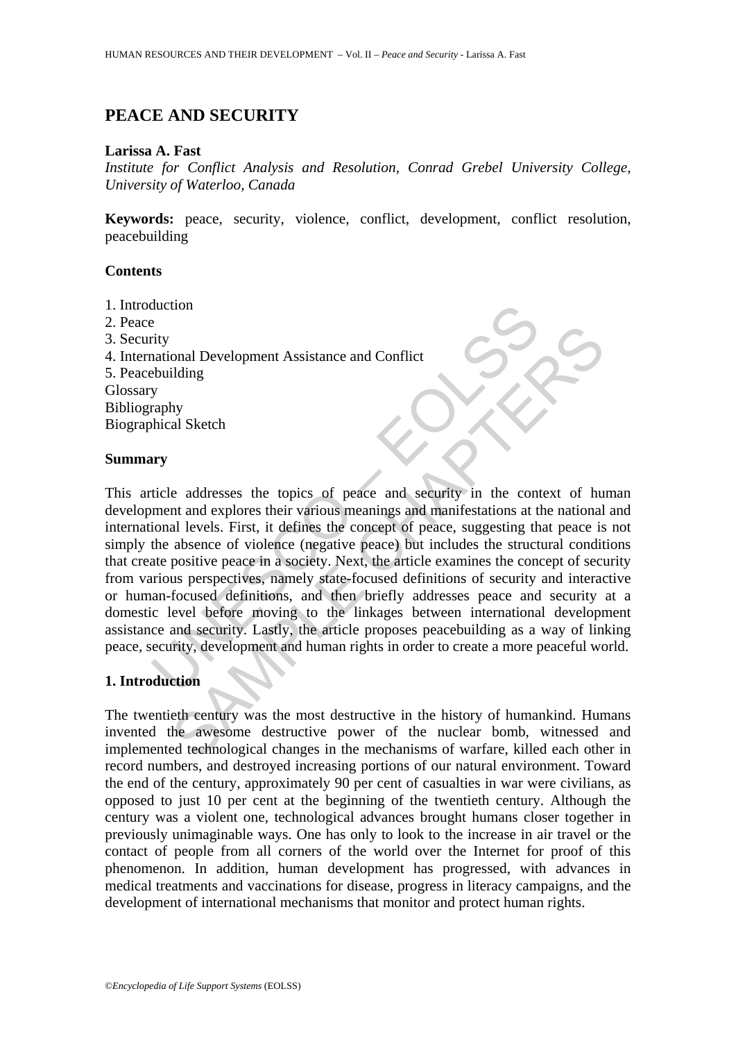# PEACE AND SECURITY

**Larissa A. Fast**

*Institute for Conflict Analysis and Resolution, Conrad Grebel University College, University of Waterloo, Canada*

**Keywords:** peace, security, violence, conflict, development, conflict resolution, peacebuilding

**Contents**

1. Introduction
2. Peace
3. Security
4. International Development Assistance and Conflict
5. Peacebuilding

Glossary
Bibliography
Biographical Sketch

**Summary**

This article addresses the topics of peace and security in the context of human development and explores their various meanings and manifestations at the national and international levels. First, it defines the concept of peace, suggesting that peace is not simply the absence of violence (negative peace) but includes the structural conditions that create positive peace in a society. Next, the article examines the concept of security from various perspectives, namely state-focused definitions of security and interactive or human-focused definitions, and then briefly addresses peace and security at a domestic level before moving to the linkages between international development assistance and security. Lastly, the article proposes peacebuilding as a way of linking peace, security, development and human rights in order to create a more peaceful world.

## 1. Introduction

The twentieth century was the most destructive in the history of humankind. Humans invented the awesome destructive power of the nuclear bomb, witnessed and implemented technological changes in the mechanisms of warfare, killed each other in record numbers, and destroyed increasing portions of our natural environment. Toward the end of the century, approximately 90 per cent of casualties in war were civilians, as opposed to just 10 per cent at the beginning of the twentieth century. Although the century was a violent one, technological advances brought humans closer together in previously unimaginable ways. One has only to look to the increase in air travel or the contact of people from all corners of the world over the Internet for proof of this phenomenon. In addition, human development has progressed, with advances in medical treatments and vaccinations for disease, progress in literacy campaigns, and the development of international mechanisms that monitor and protect human rights.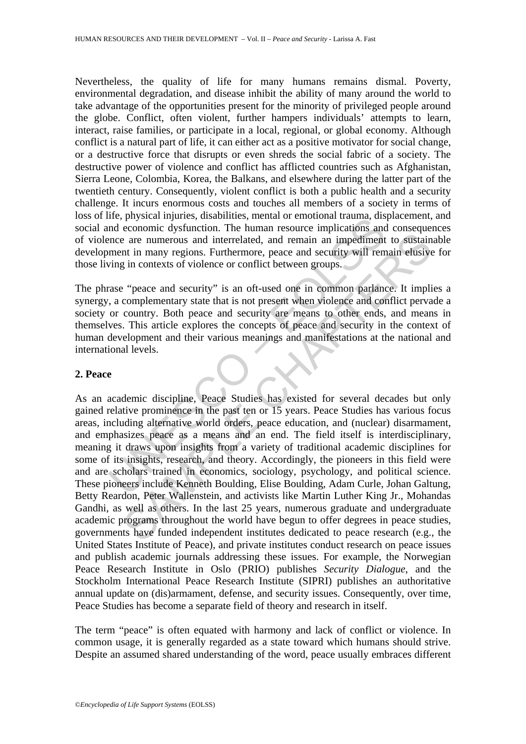Nevertheless, the quality of life for many humans remains dismal. Poverty, environmental degradation, and disease inhibit the ability of many around the world to take advantage of the opportunities present for the minority of privileged people around the globe. Conflict, often violent, further hampers individuals' attempts to learn, interact, raise families, or participate in a local, regional, or global economy. Although conflict is a natural part of life, it can either act as a positive motivator for social change, or a destructive force that disrupts or even shreds the social fabric of a society. The destructive power of violence and conflict has afflicted countries such as Afghanistan, Sierra Leone, Colombia, Korea, the Balkans, and elsewhere during the latter part of the twentieth century. Consequently, violent conflict is both a public health and a security challenge. It incurs enormous costs and touches all members of a society in terms of loss of life, physical injuries, disabilities, mental or emotional trauma, displacement, and social and economic dysfunction. The human resource implications and consequences of violence are numerous and interrelated, and remain an impediment to sustainable development in many regions. Furthermore, peace and security will remain elusive for those living in contexts of violence or conflict between groups.

The phrase "peace and security" is an oft-used one in common parlance. It implies a synergy, a complementary state that is not present when violence and conflict pervade a society or country. Both peace and security are means to other ends, and means in themselves. This article explores the concepts of peace and security in the context of human development and their various meanings and manifestations at the national and international levels.

## 2. Peace

As an academic discipline, Peace Studies has existed for several decades but only gained relative prominence in the past ten or 15 years. Peace Studies has various focus areas, including alternative world orders, peace education, and (nuclear) disarmament, and emphasizes peace as a means and an end. The field itself is interdisciplinary, meaning it draws upon insights from a variety of traditional academic disciplines for some of its insights, research, and theory. Accordingly, the pioneers in this field were and are scholars trained in economics, sociology, psychology, and political science. These pioneers include Kenneth Boulding, Elise Boulding, Adam Curle, Johan Galtung, Betty Reardon, Peter Wallenstein, and activists like Martin Luther King Jr., Mohandas Gandhi, as well as others. In the last 25 years, numerous graduate and undergraduate academic programs throughout the world have begun to offer degrees in peace studies, governments have funded independent institutes dedicated to peace research (e.g., the United States Institute of Peace), and private institutes conduct research on peace issues and publish academic journals addressing these issues. For example, the Norwegian Peace Research Institute in Oslo (PRIO) publishes *Security Dialogue*, and the Stockholm International Peace Research Institute (SIPRI) publishes an authoritative annual update on (dis)armament, defense, and security issues. Consequently, over time, Peace Studies has become a separate field of theory and research in itself.

The term "peace" is often equated with harmony and lack of conflict or violence. In common usage, it is generally regarded as a state toward which humans should strive. Despite an assumed shared understanding of the word, peace usually embraces different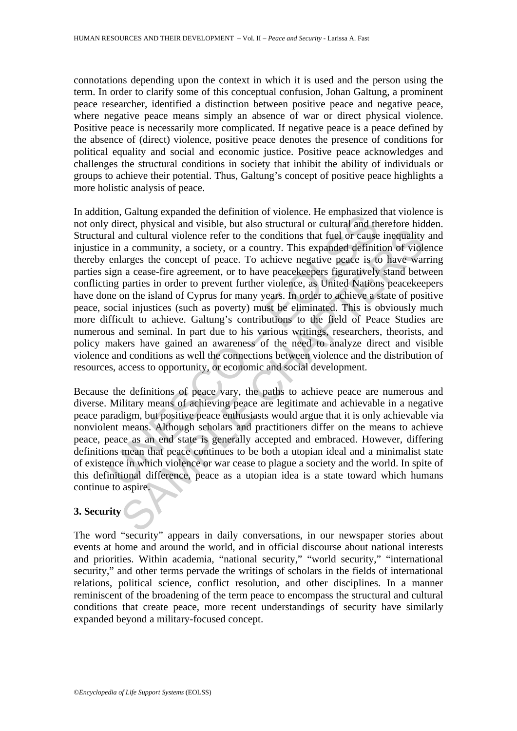connotations depending upon the context in which it is used and the person using the term. In order to clarify some of this conceptual confusion, Johan Galtung, a prominent peace researcher, identified a distinction between positive peace and negative peace, where negative peace means simply an absence of war or direct physical violence. Positive peace is necessarily more complicated. If negative peace is a peace defined by the absence of (direct) violence, positive peace denotes the presence of conditions for political equality and social and economic justice. Positive peace acknowledges and challenges the structural conditions in society that inhibit the ability of individuals or groups to achieve their potential. Thus, Galtung's concept of positive peace highlights a more holistic analysis of peace.

In addition, Galtung expanded the definition of violence. He emphasized that violence is not only direct, physical and visible, but also structural or cultural and therefore hidden. Structural and cultural violence refer to the conditions that fuel or cause inequality and injustice in a community, a society, or a country. This expanded definition of violence thereby enlarges the concept of peace. To achieve negative peace is to have warring parties sign a cease-fire agreement, or to have peacekeepers figuratively stand between conflicting parties in order to prevent further violence, as United Nations peacekeepers have done on the island of Cyprus for many years. In order to achieve a state of positive peace, social injustices (such as poverty) must be eliminated. This is obviously much more difficult to achieve. Galtung's contributions to the field of Peace Studies are numerous and seminal. In part due to his various writings, researchers, theorists, and policy makers have gained an awareness of the need to analyze direct and visible violence and conditions as well the connections between violence and the distribution of resources, access to opportunity, or economic and social development.

Because the definitions of peace vary, the paths to achieve peace are numerous and diverse. Military means of achieving peace are legitimate and achievable in a negative peace paradigm, but positive peace enthusiasts would argue that it is only achievable via nonviolent means. Although scholars and practitioners differ on the means to achieve peace, peace as an end state is generally accepted and embraced. However, differing definitions mean that peace continues to be both a utopian ideal and a minimalist state of existence in which violence or war cease to plague a society and the world. In spite of this definitional difference, peace as a utopian idea is a state toward which humans continue to aspire.

## 3. Security

The word "security" appears in daily conversations, in our newspaper stories about events at home and around the world, and in official discourse about national interests and priorities. Within academia, "national security," "world security," "international security," and other terms pervade the writings of scholars in the fields of international relations, political science, conflict resolution, and other disciplines. In a manner reminiscent of the broadening of the term peace to encompass the structural and cultural conditions that create peace, more recent understandings of security have similarly expanded beyond a military-focused concept.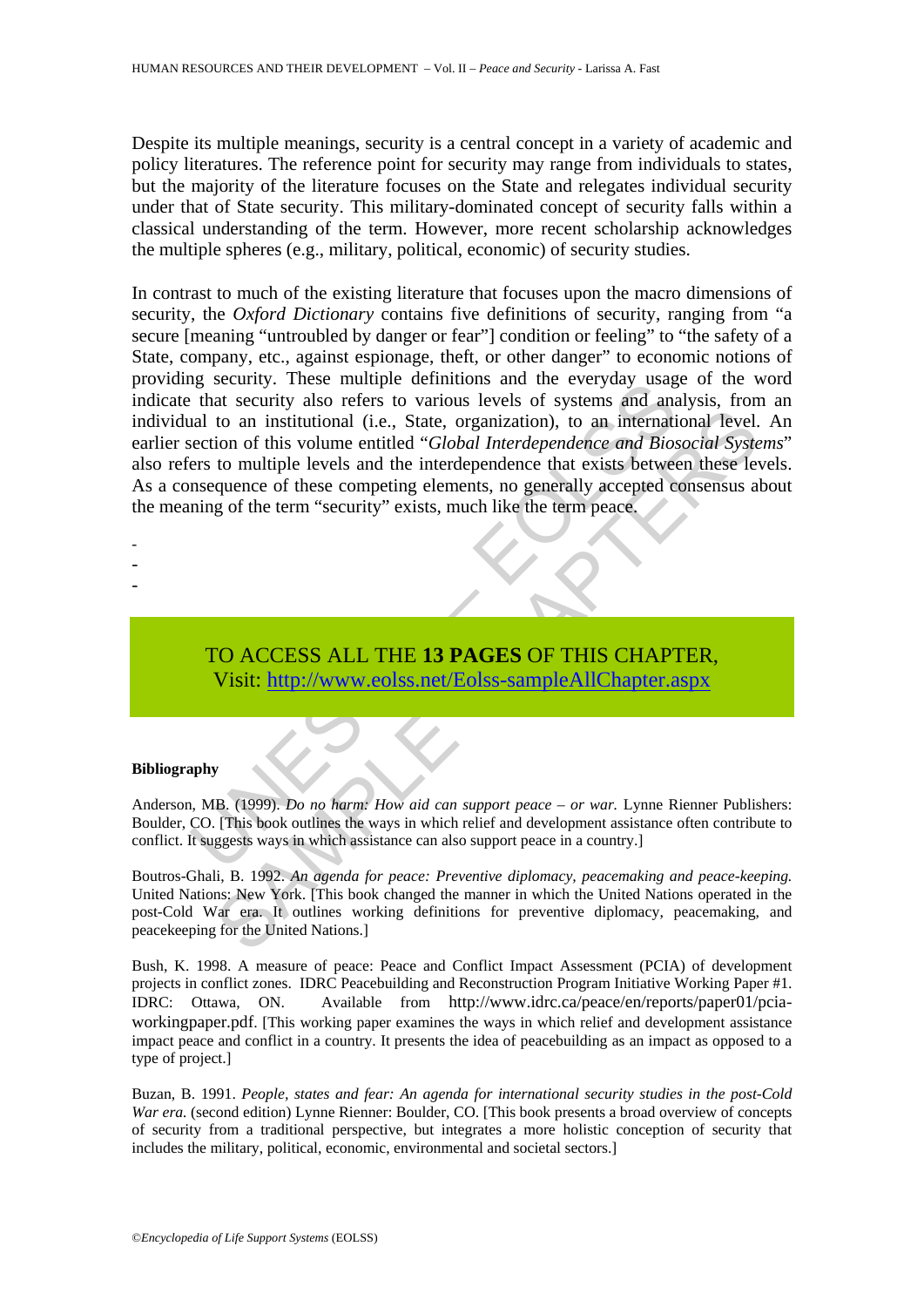Despite its multiple meanings, security is a central concept in a variety of academic and policy literatures. The reference point for security may range from individuals to states, but the majority of the literature focuses on the State and relegates individual security under that of State security. This military-dominated concept of security falls within a classical understanding of the term. However, more recent scholarship acknowledges the multiple spheres (e.g., military, political, economic) of security studies.

In contrast to much of the existing literature that focuses upon the macro dimensions of security, the *Oxford Dictionary* contains five definitions of security, ranging from "a secure [meaning "untroubled by danger or fear"] condition or feeling" to "the safety of a State, company, etc., against espionage, theft, or other danger" to economic notions of providing security. These multiple definitions and the everyday usage of the word indicate that security also refers to various levels of systems and analysis, from an individual to an institutional (i.e., State, organization), to an international level. An earlier section of this volume entitled "*Global Interdependence and Biosocial Systems*" also refers to multiple levels and the interdependence that exists between these levels. As a consequence of these competing elements, no generally accepted consensus about the meaning of the term "security" exists, much like the term peace.

-
-
-

TO ACCESS ALL THE **13 PAGES** OF THIS CHAPTER,
Visit: http://www.eolss.net/Eolss-sampleAllChapter.aspx

**Bibliography**

Anderson, MB. (1999). *Do no harm: How aid can support peace – or war.* Lynne Rienner Publishers: Boulder, CO. [This book outlines the ways in which relief and development assistance often contribute to conflict. It suggests ways in which assistance can also support peace in a country.]

Boutros-Ghali, B. 1992. *An agenda for peace: Preventive diplomacy, peacemaking and peace-keeping.* United Nations: New York. [This book changed the manner in which the United Nations operated in the post-Cold War era. It outlines working definitions for preventive diplomacy, peacemaking, and peacekeeping for the United Nations.]

Bush, K. 1998. A measure of peace: Peace and Conflict Impact Assessment (PCIA) of development projects in conflict zones. IDRC Peacebuilding and Reconstruction Program Initiative Working Paper #1. IDRC: Ottawa, ON. Available from http://www.idrc.ca/peace/en/reports/paper01/pcia-workingpaper.pdf. [This working paper examines the ways in which relief and development assistance impact peace and conflict in a country. It presents the idea of peacebuilding as an impact as opposed to a type of project.]

Buzan, B. 1991. *People, states and fear: An agenda for international security studies in the post-Cold War era.* (second edition) Lynne Rienner: Boulder, CO. [This book presents a broad overview of concepts of security from a traditional perspective, but integrates a more holistic conception of security that includes the military, political, economic, environmental and societal sectors.]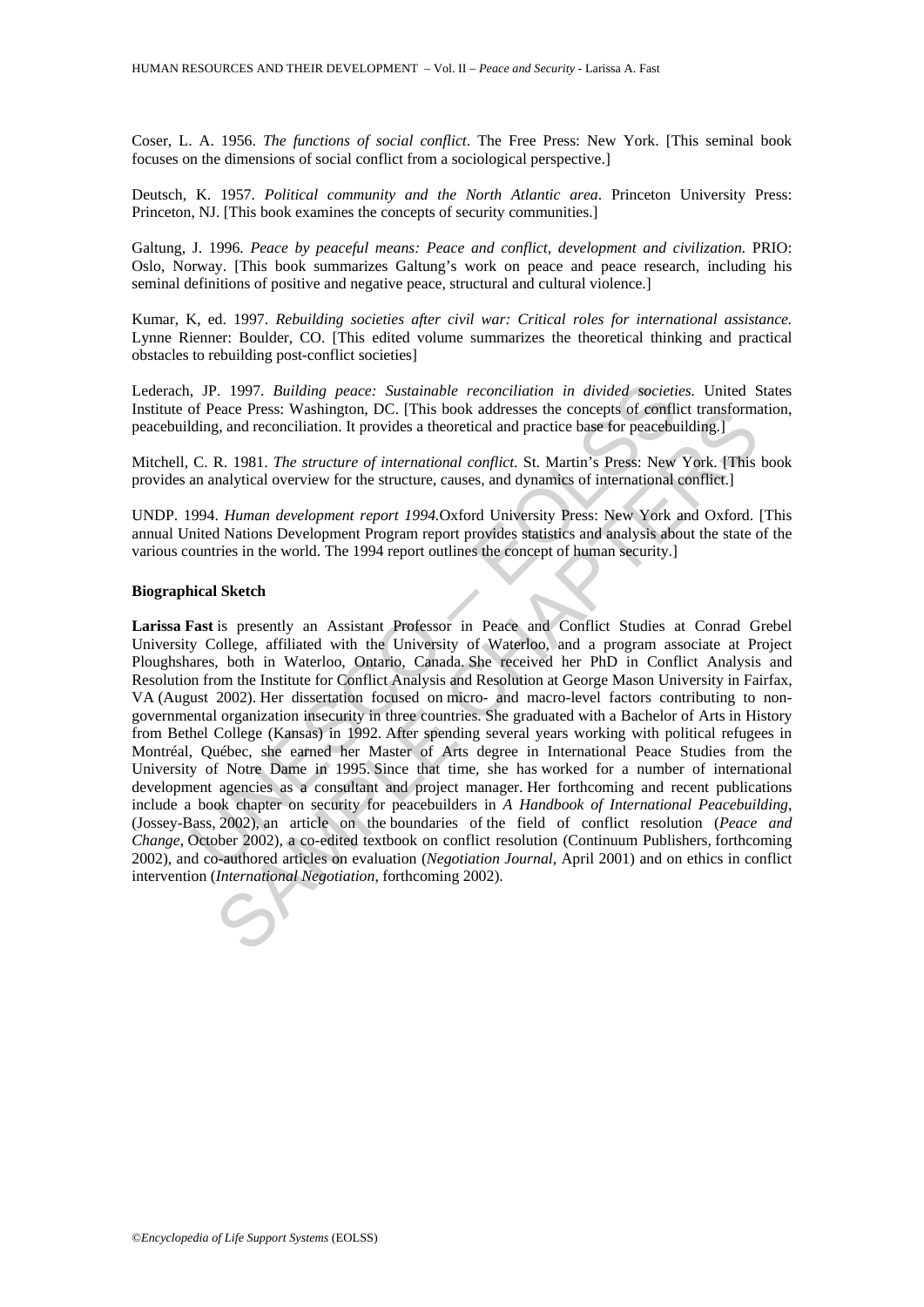Coser, L. A. 1956. *The functions of social conflict*. The Free Press: New York. [This seminal book focuses on the dimensions of social conflict from a sociological perspective.]

Deutsch, K. 1957. *Political community and the North Atlantic area*. Princeton University Press: Princeton, NJ. [This book examines the concepts of security communities.]

Galtung, J. 1996. *Peace by peaceful means: Peace and conflict, development and civilization.* PRIO: Oslo, Norway. [This book summarizes Galtung's work on peace and peace research, including his seminal definitions of positive and negative peace, structural and cultural violence.]

Kumar, K, ed. 1997. *Rebuilding societies after civil war: Critical roles for international assistance.* Lynne Rienner: Boulder, CO. [This edited volume summarizes the theoretical thinking and practical obstacles to rebuilding post-conflict societies]

Lederach, JP. 1997. *Building peace: Sustainable reconciliation in divided societies.* United States Institute of Peace Press: Washington, DC. [This book addresses the concepts of conflict transformation, peacebuilding, and reconciliation. It provides a theoretical and practice base for peacebuilding.]

Mitchell, C. R. 1981. *The structure of international conflict.* St. Martin's Press: New York. [This book provides an analytical overview for the structure, causes, and dynamics of international conflict.]

UNDP. 1994. *Human development report 1994.*Oxford University Press: New York and Oxford. [This annual United Nations Development Program report provides statistics and analysis about the state of the various countries in the world. The 1994 report outlines the concept of human security.]

**Biographical Sketch**

**Larissa Fast** is presently an Assistant Professor in Peace and Conflict Studies at Conrad Grebel University College, affiliated with the University of Waterloo, and a program associate at Project Ploughshares, both in Waterloo, Ontario, Canada. She received her PhD in Conflict Analysis and Resolution from the Institute for Conflict Analysis and Resolution at George Mason University in Fairfax, VA (August 2002). Her dissertation focused on micro- and macro-level factors contributing to non-governmental organization insecurity in three countries. She graduated with a Bachelor of Arts in History from Bethel College (Kansas) in 1992. After spending several years working with political refugees in Montréal, Québec, she earned her Master of Arts degree in International Peace Studies from the University of Notre Dame in 1995. Since that time, she has worked for a number of international development agencies as a consultant and project manager. Her forthcoming and recent publications include a book chapter on security for peacebuilders in *A Handbook of International Peacebuilding*, (Jossey-Bass, 2002), an article on the boundaries of the field of conflict resolution (*Peace and Change*, October 2002), a co-edited textbook on conflict resolution (Continuum Publishers, forthcoming 2002), and co-authored articles on evaluation (*Negotiation Journal*, April 2001) and on ethics in conflict intervention (*International Negotiation*, forthcoming 2002).